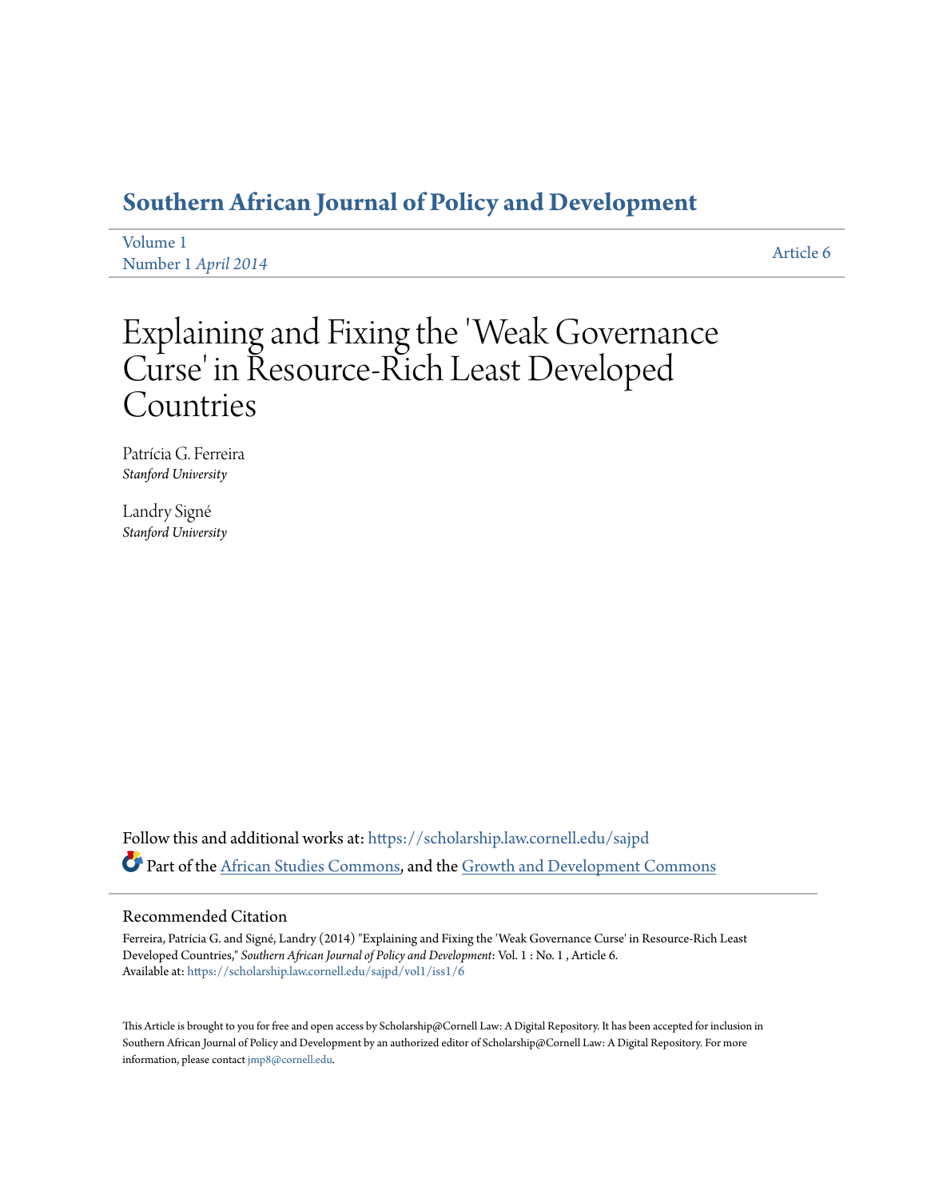# Southern African Journal of Policy and Development

Volume 1
Number 1 *April 2014*

Article 6

# Explaining and Fixing the 'Weak Governance Curse' in Resource-Rich Least Developed Countries

Patrícia G. Ferreira
*Stanford University*

Landry Signé
*Stanford University*

Follow this and additional works at: https://scholarship.law.cornell.edu/sajpd

Part of the African Studies Commons, and the Growth and Development Commons

## Recommended Citation

Ferreira, Patrícia G. and Signé, Landry (2014) "Explaining and Fixing the 'Weak Governance Curse' in Resource-Rich Least Developed Countries," *Southern African Journal of Policy and Development*: Vol. 1 : No. 1 , Article 6.
Available at: https://scholarship.law.cornell.edu/sajpd/vol1/iss1/6

This Article is brought to you for free and open access by Scholarship@Cornell Law: A Digital Repository. It has been accepted for inclusion in Southern African Journal of Policy and Development by an authorized editor of Scholarship@Cornell Law: A Digital Repository. For more information, please contact jmp8@cornell.edu.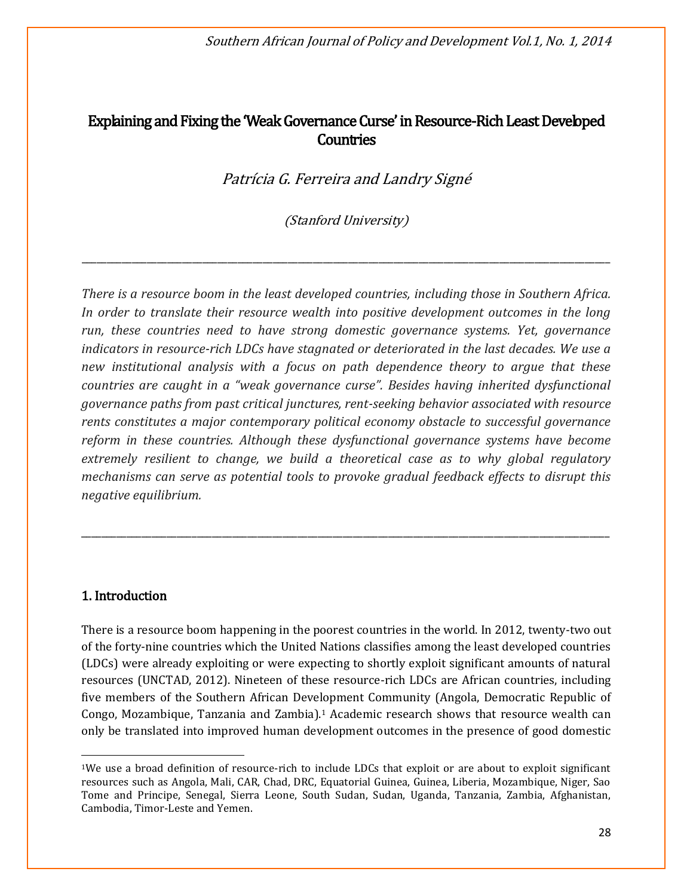# Explaining and Fixing the 'Weak Governance Curse' in Resource-Rich Least Developed Countries

*Patrícia G. Ferreira and Landry Signé*

*(Stanford University)*

---

*There is a resource boom in the least developed countries, including those in Southern Africa. In order to translate their resource wealth into positive development outcomes in the long run, these countries need to have strong domestic governance systems. Yet, governance indicators in resource-rich LDCs have stagnated or deteriorated in the last decades. We use a new institutional analysis with a focus on path dependence theory to argue that these countries are caught in a "weak governance curse". Besides having inherited dysfunctional governance paths from past critical junctures, rent-seeking behavior associated with resource rents constitutes a major contemporary political economy obstacle to successful governance reform in these countries. Although these dysfunctional governance systems have become extremely resilient to change, we build a theoretical case as to why global regulatory mechanisms can serve as potential tools to provoke gradual feedback effects to disrupt this negative equilibrium.*

---

## 1. Introduction

There is a resource boom happening in the poorest countries in the world. In 2012, twenty-two out of the forty-nine countries which the United Nations classifies among the least developed countries (LDCs) were already exploiting or were expecting to shortly exploit significant amounts of natural resources (UNCTAD, 2012). Nineteen of these resource-rich LDCs are African countries, including five members of the Southern African Development Community (Angola, Democratic Republic of Congo, Mozambique, Tanzania and Zambia).[1] Academic research shows that resource wealth can only be translated into improved human development outcomes in the presence of good domestic

[1] We use a broad definition of resource-rich to include LDCs that exploit or are about to exploit significant resources such as Angola, Mali, CAR, Chad, DRC, Equatorial Guinea, Guinea, Liberia, Mozambique, Niger, Sao Tome and Principe, Senegal, Sierra Leone, South Sudan, Sudan, Uganda, Tanzania, Zambia, Afghanistan, Cambodia, Timor-Leste and Yemen.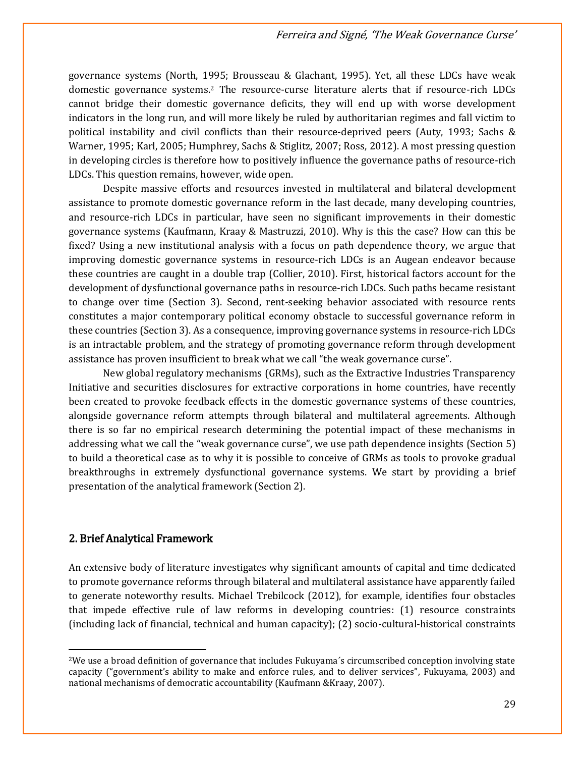governance systems (North, 1995; Brousseau & Glachant, 1995). Yet, all these LDCs have weak domestic governance systems.[2] The resource-curse literature alerts that if resource-rich LDCs cannot bridge their domestic governance deficits, they will end up with worse development indicators in the long run, and will more likely be ruled by authoritarian regimes and fall victim to political instability and civil conflicts than their resource-deprived peers (Auty, 1993; Sachs & Warner, 1995; Karl, 2005; Humphrey, Sachs & Stiglitz, 2007; Ross, 2012). A most pressing question in developing circles is therefore how to positively influence the governance paths of resource-rich LDCs. This question remains, however, wide open.

Despite massive efforts and resources invested in multilateral and bilateral development assistance to promote domestic governance reform in the last decade, many developing countries, and resource-rich LDCs in particular, have seen no significant improvements in their domestic governance systems (Kaufmann, Kraay & Mastruzzi, 2010). Why is this the case? How can this be fixed? Using a new institutional analysis with a focus on path dependence theory, we argue that improving domestic governance systems in resource-rich LDCs is an Augean endeavor because these countries are caught in a double trap (Collier, 2010). First, historical factors account for the development of dysfunctional governance paths in resource-rich LDCs. Such paths became resistant to change over time (Section 3). Second, rent-seeking behavior associated with resource rents constitutes a major contemporary political economy obstacle to successful governance reform in these countries (Section 3). As a consequence, improving governance systems in resource-rich LDCs is an intractable problem, and the strategy of promoting governance reform through development assistance has proven insufficient to break what we call "the weak governance curse".

New global regulatory mechanisms (GRMs), such as the Extractive Industries Transparency Initiative and securities disclosures for extractive corporations in home countries, have recently been created to provoke feedback effects in the domestic governance systems of these countries, alongside governance reform attempts through bilateral and multilateral agreements. Although there is so far no empirical research determining the potential impact of these mechanisms in addressing what we call the "weak governance curse", we use path dependence insights (Section 5) to build a theoretical case as to why it is possible to conceive of GRMs as tools to provoke gradual breakthroughs in extremely dysfunctional governance systems. We start by providing a brief presentation of the analytical framework (Section 2).

## 2. Brief Analytical Framework

An extensive body of literature investigates why significant amounts of capital and time dedicated to promote governance reforms through bilateral and multilateral assistance have apparently failed to generate noteworthy results. Michael Trebilcock (2012), for example, identifies four obstacles that impede effective rule of law reforms in developing countries: (1) resource constraints (including lack of financial, technical and human capacity); (2) socio-cultural-historical constraints

[2] We use a broad definition of governance that includes Fukuyama´s circumscribed conception involving state capacity ("government's ability to make and enforce rules, and to deliver services", Fukuyama, 2003) and national mechanisms of democratic accountability (Kaufmann &Kraay, 2007).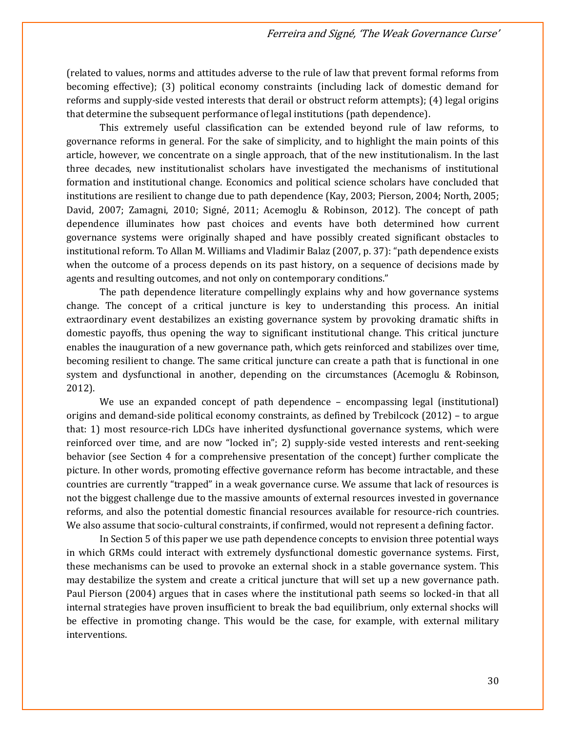(related to values, norms and attitudes adverse to the rule of law that prevent formal reforms from becoming effective); (3) political economy constraints (including lack of domestic demand for reforms and supply-side vested interests that derail or obstruct reform attempts); (4) legal origins that determine the subsequent performance of legal institutions (path dependence).

This extremely useful classification can be extended beyond rule of law reforms, to governance reforms in general. For the sake of simplicity, and to highlight the main points of this article, however, we concentrate on a single approach, that of the new institutionalism. In the last three decades, new institutionalist scholars have investigated the mechanisms of institutional formation and institutional change. Economics and political science scholars have concluded that institutions are resilient to change due to path dependence (Kay, 2003; Pierson, 2004; North, 2005; David, 2007; Zamagni, 2010; Signé, 2011; Acemoglu & Robinson, 2012). The concept of path dependence illuminates how past choices and events have both determined how current governance systems were originally shaped and have possibly created significant obstacles to institutional reform. To Allan M. Williams and Vladimir Balaz (2007, p. 37): "path dependence exists when the outcome of a process depends on its past history, on a sequence of decisions made by agents and resulting outcomes, and not only on contemporary conditions."

The path dependence literature compellingly explains why and how governance systems change. The concept of a critical juncture is key to understanding this process. An initial extraordinary event destabilizes an existing governance system by provoking dramatic shifts in domestic payoffs, thus opening the way to significant institutional change. This critical juncture enables the inauguration of a new governance path, which gets reinforced and stabilizes over time, becoming resilient to change. The same critical juncture can create a path that is functional in one system and dysfunctional in another, depending on the circumstances (Acemoglu & Robinson, 2012).

We use an expanded concept of path dependence – encompassing legal (institutional) origins and demand-side political economy constraints, as defined by Trebilcock (2012) – to argue that: 1) most resource-rich LDCs have inherited dysfunctional governance systems, which were reinforced over time, and are now "locked in"; 2) supply-side vested interests and rent-seeking behavior (see Section 4 for a comprehensive presentation of the concept) further complicate the picture. In other words, promoting effective governance reform has become intractable, and these countries are currently "trapped" in a weak governance curse. We assume that lack of resources is not the biggest challenge due to the massive amounts of external resources invested in governance reforms, and also the potential domestic financial resources available for resource-rich countries. We also assume that socio-cultural constraints, if confirmed, would not represent a defining factor.

In Section 5 of this paper we use path dependence concepts to envision three potential ways in which GRMs could interact with extremely dysfunctional domestic governance systems. First, these mechanisms can be used to provoke an external shock in a stable governance system. This may destabilize the system and create a critical juncture that will set up a new governance path. Paul Pierson (2004) argues that in cases where the institutional path seems so locked-in that all internal strategies have proven insufficient to break the bad equilibrium, only external shocks will be effective in promoting change. This would be the case, for example, with external military interventions.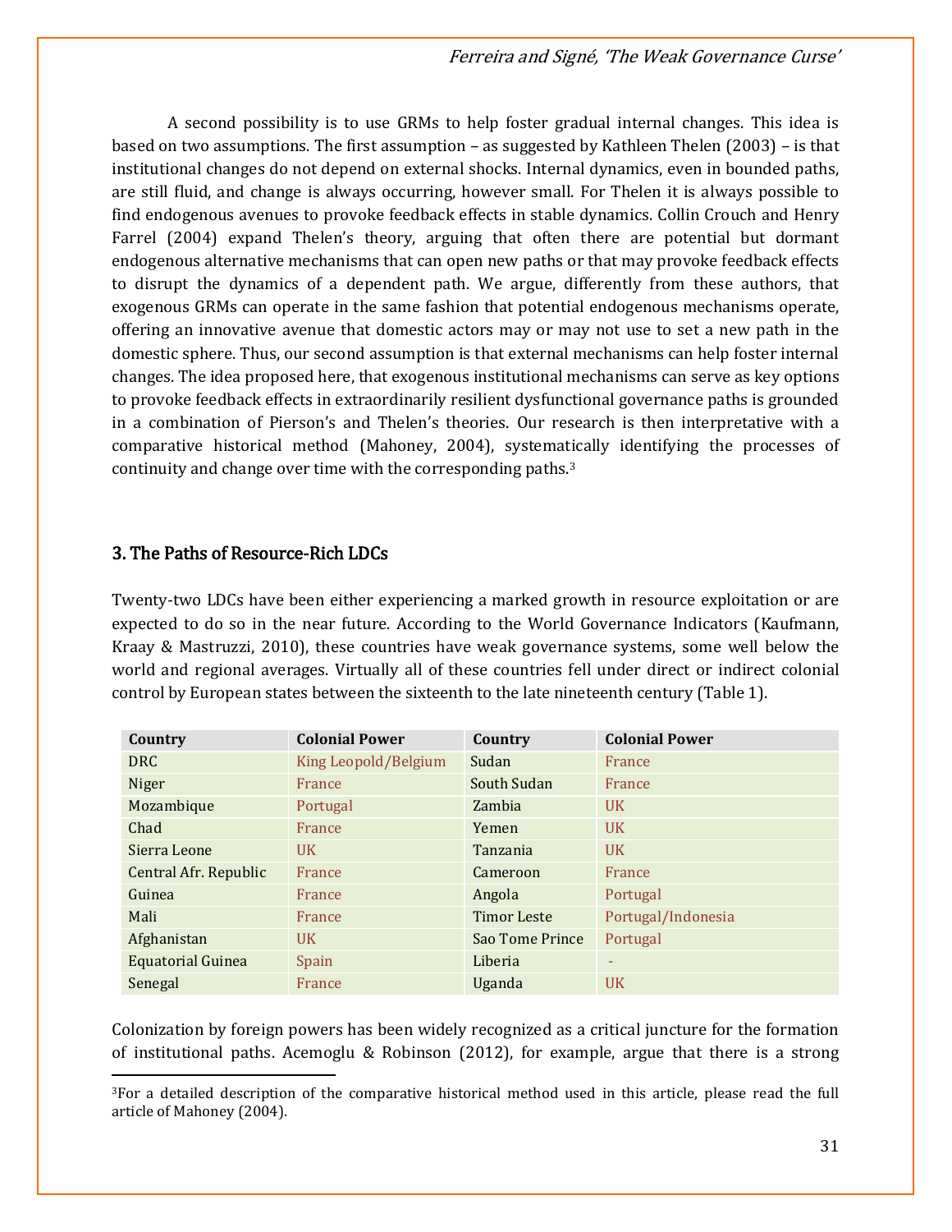A second possibility is to use GRMs to help foster gradual internal changes. This idea is based on two assumptions. The first assumption – as suggested by Kathleen Thelen (2003) – is that institutional changes do not depend on external shocks. Internal dynamics, even in bounded paths, are still fluid, and change is always occurring, however small. For Thelen it is always possible to find endogenous avenues to provoke feedback effects in stable dynamics. Collin Crouch and Henry Farrel (2004) expand Thelen's theory, arguing that often there are potential but dormant endogenous alternative mechanisms that can open new paths or that may provoke feedback effects to disrupt the dynamics of a dependent path. We argue, differently from these authors, that exogenous GRMs can operate in the same fashion that potential endogenous mechanisms operate, offering an innovative avenue that domestic actors may or may not use to set a new path in the domestic sphere. Thus, our second assumption is that external mechanisms can help foster internal changes. The idea proposed here, that exogenous institutional mechanisms can serve as key options to provoke feedback effects in extraordinarily resilient dysfunctional governance paths is grounded in a combination of Pierson's and Thelen's theories. Our research is then interpretative with a comparative historical method (Mahoney, 2004), systematically identifying the processes of continuity and change over time with the corresponding paths.[3]

## 3. The Paths of Resource-Rich LDCs

Twenty-two LDCs have been either experiencing a marked growth in resource exploitation or are expected to do so in the near future. According to the World Governance Indicators (Kaufmann, Kraay & Mastruzzi, 2010), these countries have weak governance systems, some well below the world and regional averages. Virtually all of these countries fell under direct or indirect colonial control by European states between the sixteenth to the late nineteenth century (Table 1).

| Country | Colonial Power | Country | Colonial Power |
|---|---|---|---|
| DRC | King Leopold/Belgium | Sudan | France |
| Niger | France | South Sudan | France |
| Mozambique | Portugal | Zambia | UK |
| Chad | France | Yemen | UK |
| Sierra Leone | UK | Tanzania | UK |
| Central Afr. Republic | France | Cameroon | France |
| Guinea | France | Angola | Portugal |
| Mali | France | Timor Leste | Portugal/Indonesia |
| Afghanistan | UK | Sao Tome Prince | Portugal |
| Equatorial Guinea | Spain | Liberia | - |
| Senegal | France | Uganda | UK |

Colonization by foreign powers has been widely recognized as a critical juncture for the formation of institutional paths. Acemoglu & Robinson (2012), for example, argue that there is a strong

[3]For a detailed description of the comparative historical method used in this article, please read the full article of Mahoney (2004).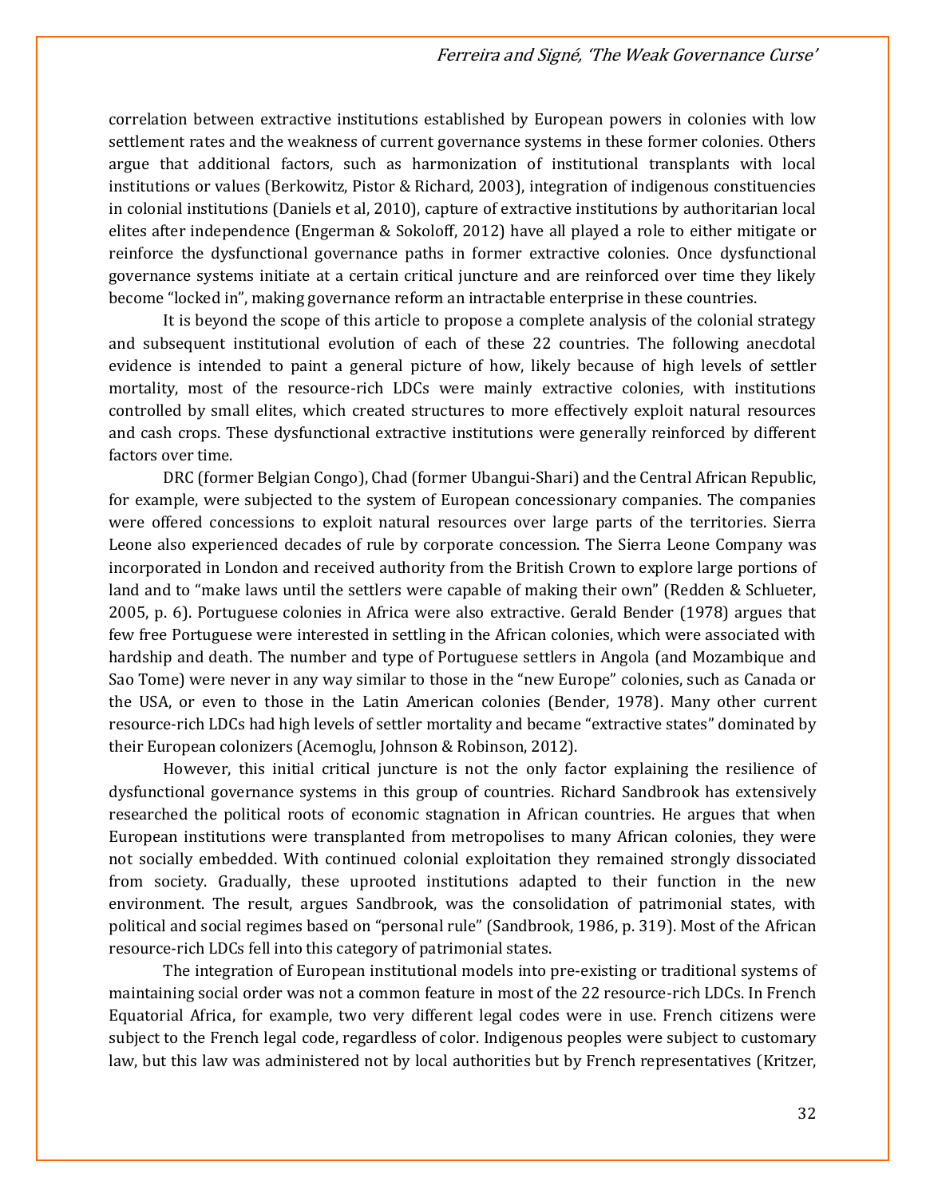correlation between extractive institutions established by European powers in colonies with low settlement rates and the weakness of current governance systems in these former colonies. Others argue that additional factors, such as harmonization of institutional transplants with local institutions or values (Berkowitz, Pistor & Richard, 2003), integration of indigenous constituencies in colonial institutions (Daniels et al, 2010), capture of extractive institutions by authoritarian local elites after independence (Engerman & Sokoloff, 2012) have all played a role to either mitigate or reinforce the dysfunctional governance paths in former extractive colonies. Once dysfunctional governance systems initiate at a certain critical juncture and are reinforced over time they likely become "locked in", making governance reform an intractable enterprise in these countries.

It is beyond the scope of this article to propose a complete analysis of the colonial strategy and subsequent institutional evolution of each of these 22 countries. The following anecdotal evidence is intended to paint a general picture of how, likely because of high levels of settler mortality, most of the resource-rich LDCs were mainly extractive colonies, with institutions controlled by small elites, which created structures to more effectively exploit natural resources and cash crops. These dysfunctional extractive institutions were generally reinforced by different factors over time.

DRC (former Belgian Congo), Chad (former Ubangui-Shari) and the Central African Republic, for example, were subjected to the system of European concessionary companies. The companies were offered concessions to exploit natural resources over large parts of the territories. Sierra Leone also experienced decades of rule by corporate concession. The Sierra Leone Company was incorporated in London and received authority from the British Crown to explore large portions of land and to "make laws until the settlers were capable of making their own" (Redden & Schlueter, 2005, p. 6). Portuguese colonies in Africa were also extractive. Gerald Bender (1978) argues that few free Portuguese were interested in settling in the African colonies, which were associated with hardship and death. The number and type of Portuguese settlers in Angola (and Mozambique and Sao Tome) were never in any way similar to those in the "new Europe" colonies, such as Canada or the USA, or even to those in the Latin American colonies (Bender, 1978). Many other current resource-rich LDCs had high levels of settler mortality and became "extractive states" dominated by their European colonizers (Acemoglu, Johnson & Robinson, 2012).

However, this initial critical juncture is not the only factor explaining the resilience of dysfunctional governance systems in this group of countries. Richard Sandbrook has extensively researched the political roots of economic stagnation in African countries. He argues that when European institutions were transplanted from metropolises to many African colonies, they were not socially embedded. With continued colonial exploitation they remained strongly dissociated from society. Gradually, these uprooted institutions adapted to their function in the new environment. The result, argues Sandbrook, was the consolidation of patrimonial states, with political and social regimes based on "personal rule" (Sandbrook, 1986, p. 319). Most of the African resource-rich LDCs fell into this category of patrimonial states.

The integration of European institutional models into pre-existing or traditional systems of maintaining social order was not a common feature in most of the 22 resource-rich LDCs. In French Equatorial Africa, for example, two very different legal codes were in use. French citizens were subject to the French legal code, regardless of color. Indigenous peoples were subject to customary law, but this law was administered not by local authorities but by French representatives (Kritzer,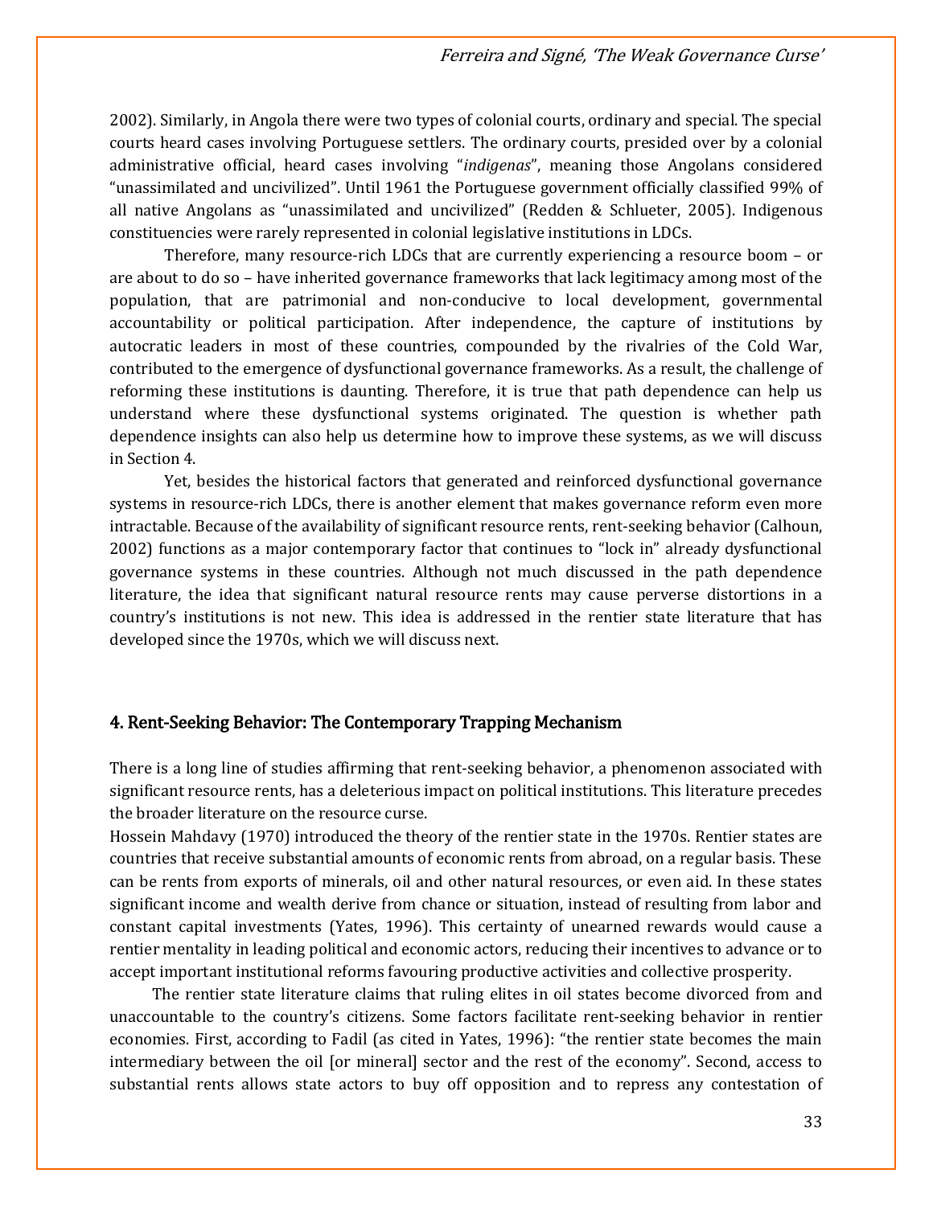2002). Similarly, in Angola there were two types of colonial courts, ordinary and special. The special courts heard cases involving Portuguese settlers. The ordinary courts, presided over by a colonial administrative official, heard cases involving "*indigenas*", meaning those Angolans considered "unassimilated and uncivilized". Until 1961 the Portuguese government officially classified 99% of all native Angolans as "unassimilated and uncivilized" (Redden & Schlueter, 2005). Indigenous constituencies were rarely represented in colonial legislative institutions in LDCs.

Therefore, many resource-rich LDCs that are currently experiencing a resource boom – or are about to do so – have inherited governance frameworks that lack legitimacy among most of the population, that are patrimonial and non-conducive to local development, governmental accountability or political participation. After independence, the capture of institutions by autocratic leaders in most of these countries, compounded by the rivalries of the Cold War, contributed to the emergence of dysfunctional governance frameworks. As a result, the challenge of reforming these institutions is daunting. Therefore, it is true that path dependence can help us understand where these dysfunctional systems originated. The question is whether path dependence insights can also help us determine how to improve these systems, as we will discuss in Section 4.

Yet, besides the historical factors that generated and reinforced dysfunctional governance systems in resource-rich LDCs, there is another element that makes governance reform even more intractable. Because of the availability of significant resource rents, rent-seeking behavior (Calhoun, 2002) functions as a major contemporary factor that continues to "lock in" already dysfunctional governance systems in these countries. Although not much discussed in the path dependence literature, the idea that significant natural resource rents may cause perverse distortions in a country's institutions is not new. This idea is addressed in the rentier state literature that has developed since the 1970s, which we will discuss next.

## 4. Rent-Seeking Behavior: The Contemporary Trapping Mechanism

There is a long line of studies affirming that rent-seeking behavior, a phenomenon associated with significant resource rents, has a deleterious impact on political institutions. This literature precedes the broader literature on the resource curse.

Hossein Mahdavy (1970) introduced the theory of the rentier state in the 1970s. Rentier states are countries that receive substantial amounts of economic rents from abroad, on a regular basis. These can be rents from exports of minerals, oil and other natural resources, or even aid. In these states significant income and wealth derive from chance or situation, instead of resulting from labor and constant capital investments (Yates, 1996). This certainty of unearned rewards would cause a rentier mentality in leading political and economic actors, reducing their incentives to advance or to accept important institutional reforms favouring productive activities and collective prosperity.

The rentier state literature claims that ruling elites in oil states become divorced from and unaccountable to the country's citizens. Some factors facilitate rent-seeking behavior in rentier economies. First, according to Fadil (as cited in Yates, 1996): "the rentier state becomes the main intermediary between the oil [or mineral] sector and the rest of the economy". Second, access to substantial rents allows state actors to buy off opposition and to repress any contestation of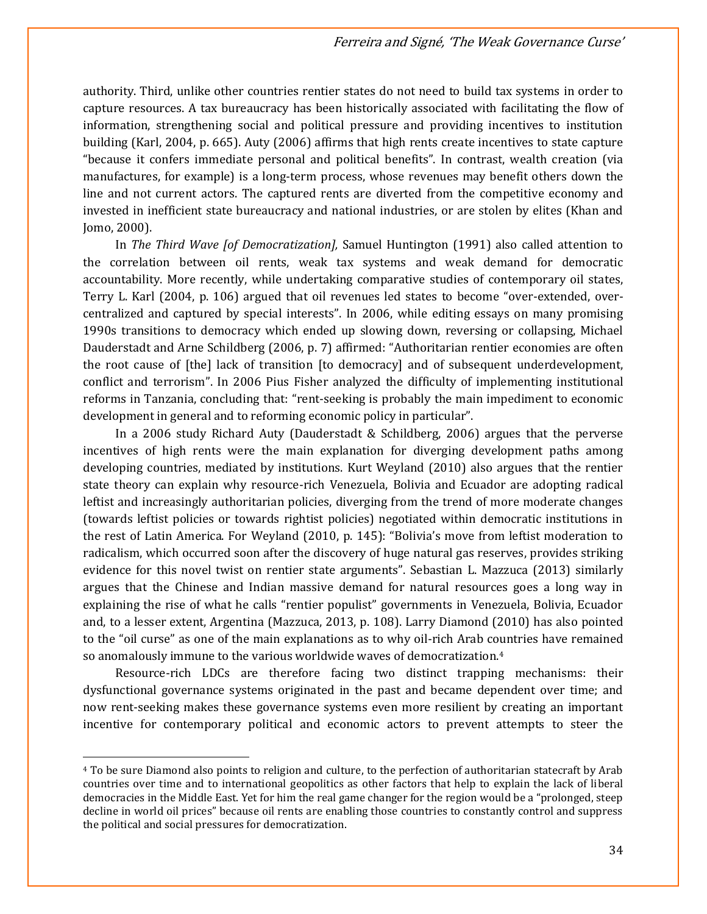authority. Third, unlike other countries rentier states do not need to build tax systems in order to capture resources. A tax bureaucracy has been historically associated with facilitating the flow of information, strengthening social and political pressure and providing incentives to institution building (Karl, 2004, p. 665). Auty (2006) affirms that high rents create incentives to state capture "because it confers immediate personal and political benefits". In contrast, wealth creation (via manufactures, for example) is a long-term process, whose revenues may benefit others down the line and not current actors. The captured rents are diverted from the competitive economy and invested in inefficient state bureaucracy and national industries, or are stolen by elites (Khan and Jomo, 2000).

In *The Third Wave [of Democratization],* Samuel Huntington (1991) also called attention to the correlation between oil rents, weak tax systems and weak demand for democratic accountability. More recently, while undertaking comparative studies of contemporary oil states, Terry L. Karl (2004, p. 106) argued that oil revenues led states to become "over-extended, over-centralized and captured by special interests". In 2006, while editing essays on many promising 1990s transitions to democracy which ended up slowing down, reversing or collapsing, Michael Dauderstadt and Arne Schildberg (2006, p. 7) affirmed: "Authoritarian rentier economies are often the root cause of [the] lack of transition [to democracy] and of subsequent underdevelopment, conflict and terrorism". In 2006 Pius Fisher analyzed the difficulty of implementing institutional reforms in Tanzania, concluding that: "rent-seeking is probably the main impediment to economic development in general and to reforming economic policy in particular".

In a 2006 study Richard Auty (Dauderstadt & Schildberg, 2006) argues that the perverse incentives of high rents were the main explanation for diverging development paths among developing countries, mediated by institutions. Kurt Weyland (2010) also argues that the rentier state theory can explain why resource-rich Venezuela, Bolivia and Ecuador are adopting radical leftist and increasingly authoritarian policies, diverging from the trend of more moderate changes (towards leftist policies or towards rightist policies) negotiated within democratic institutions in the rest of Latin America. For Weyland (2010, p. 145): "Bolivia's move from leftist moderation to radicalism, which occurred soon after the discovery of huge natural gas reserves, provides striking evidence for this novel twist on rentier state arguments". Sebastian L. Mazzuca (2013) similarly argues that the Chinese and Indian massive demand for natural resources goes a long way in explaining the rise of what he calls "rentier populist" governments in Venezuela, Bolivia, Ecuador and, to a lesser extent, Argentina (Mazzuca, 2013, p. 108). Larry Diamond (2010) has also pointed to the "oil curse" as one of the main explanations as to why oil-rich Arab countries have remained so anomalously immune to the various worldwide waves of democratization.[4]

Resource-rich LDCs are therefore facing two distinct trapping mechanisms: their dysfunctional governance systems originated in the past and became dependent over time; and now rent-seeking makes these governance systems even more resilient by creating an important incentive for contemporary political and economic actors to prevent attempts to steer the

---

[4] To be sure Diamond also points to religion and culture, to the perfection of authoritarian statecraft by Arab countries over time and to international geopolitics as other factors that help to explain the lack of liberal democracies in the Middle East. Yet for him the real game changer for the region would be a "prolonged, steep decline in world oil prices" because oil rents are enabling those countries to constantly control and suppress the political and social pressures for democratization.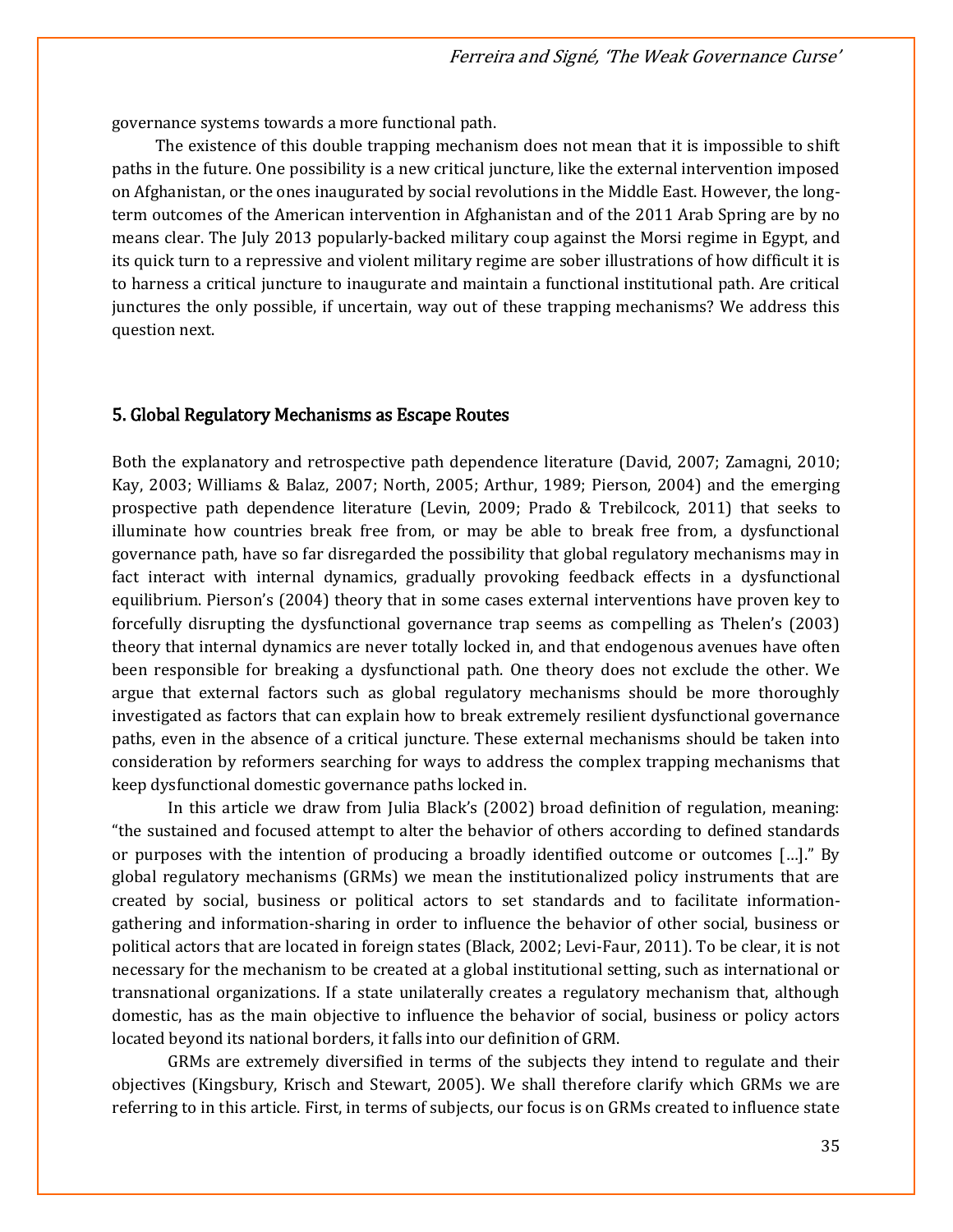governance systems towards a more functional path.

The existence of this double trapping mechanism does not mean that it is impossible to shift paths in the future. One possibility is a new critical juncture, like the external intervention imposed on Afghanistan, or the ones inaugurated by social revolutions in the Middle East. However, the long-term outcomes of the American intervention in Afghanistan and of the 2011 Arab Spring are by no means clear. The July 2013 popularly-backed military coup against the Morsi regime in Egypt, and its quick turn to a repressive and violent military regime are sober illustrations of how difficult it is to harness a critical juncture to inaugurate and maintain a functional institutional path. Are critical junctures the only possible, if uncertain, way out of these trapping mechanisms? We address this question next.

## 5. Global Regulatory Mechanisms as Escape Routes

Both the explanatory and retrospective path dependence literature (David, 2007; Zamagni, 2010; Kay, 2003; Williams & Balaz, 2007; North, 2005; Arthur, 1989; Pierson, 2004) and the emerging prospective path dependence literature (Levin, 2009; Prado & Trebilcock, 2011) that seeks to illuminate how countries break free from, or may be able to break free from, a dysfunctional governance path, have so far disregarded the possibility that global regulatory mechanisms may in fact interact with internal dynamics, gradually provoking feedback effects in a dysfunctional equilibrium. Pierson's (2004) theory that in some cases external interventions have proven key to forcefully disrupting the dysfunctional governance trap seems as compelling as Thelen's (2003) theory that internal dynamics are never totally locked in, and that endogenous avenues have often been responsible for breaking a dysfunctional path. One theory does not exclude the other. We argue that external factors such as global regulatory mechanisms should be more thoroughly investigated as factors that can explain how to break extremely resilient dysfunctional governance paths, even in the absence of a critical juncture. These external mechanisms should be taken into consideration by reformers searching for ways to address the complex trapping mechanisms that keep dysfunctional domestic governance paths locked in.

In this article we draw from Julia Black's (2002) broad definition of regulation, meaning: "the sustained and focused attempt to alter the behavior of others according to defined standards or purposes with the intention of producing a broadly identified outcome or outcomes […]." By global regulatory mechanisms (GRMs) we mean the institutionalized policy instruments that are created by social, business or political actors to set standards and to facilitate information-gathering and information-sharing in order to influence the behavior of other social, business or political actors that are located in foreign states (Black, 2002; Levi-Faur, 2011). To be clear, it is not necessary for the mechanism to be created at a global institutional setting, such as international or transnational organizations. If a state unilaterally creates a regulatory mechanism that, although domestic, has as the main objective to influence the behavior of social, business or policy actors located beyond its national borders, it falls into our definition of GRM.

GRMs are extremely diversified in terms of the subjects they intend to regulate and their objectives (Kingsbury, Krisch and Stewart, 2005). We shall therefore clarify which GRMs we are referring to in this article. First, in terms of subjects, our focus is on GRMs created to influence state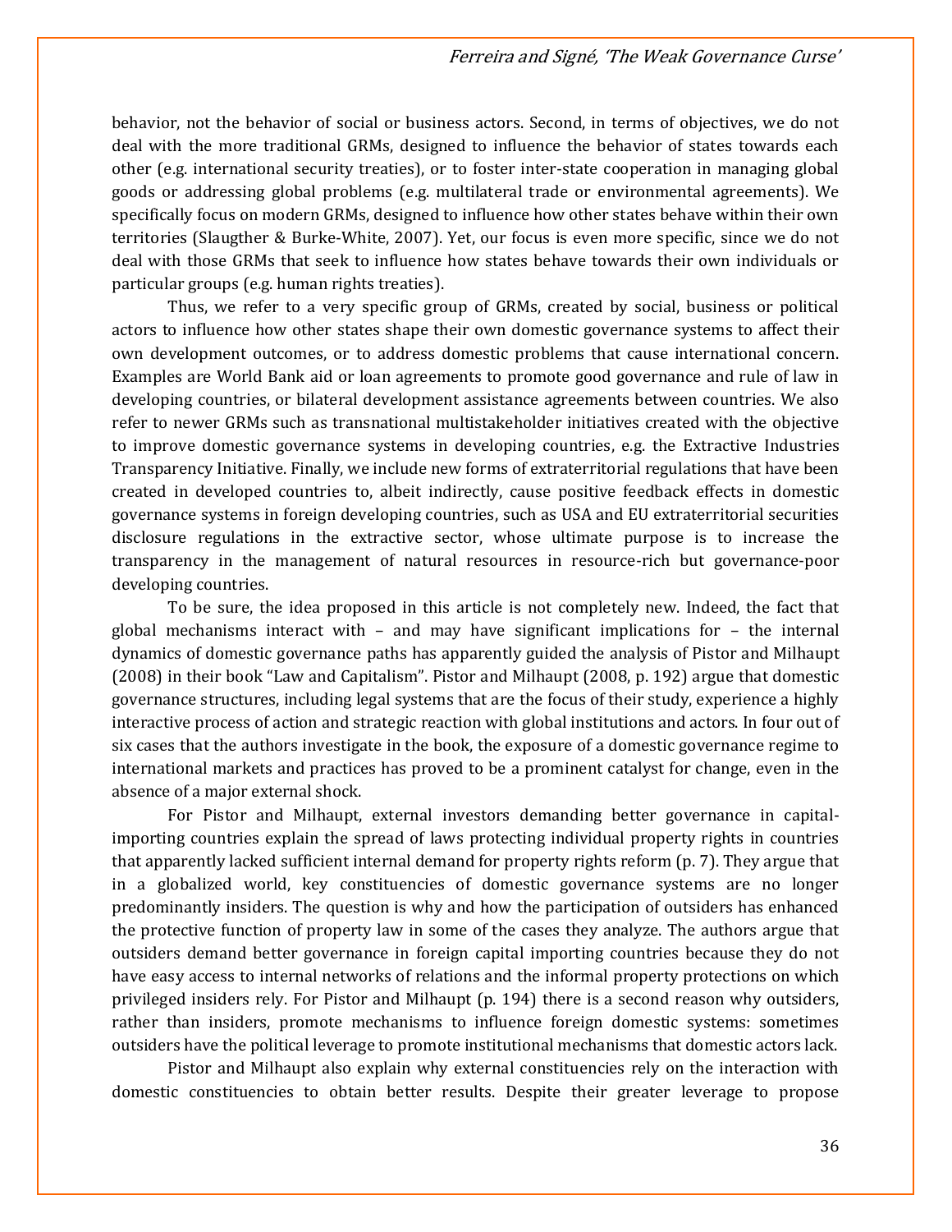behavior, not the behavior of social or business actors. Second, in terms of objectives, we do not deal with the more traditional GRMs, designed to influence the behavior of states towards each other (e.g. international security treaties), or to foster inter-state cooperation in managing global goods or addressing global problems (e.g. multilateral trade or environmental agreements). We specifically focus on modern GRMs, designed to influence how other states behave within their own territories (Slaugther & Burke-White, 2007). Yet, our focus is even more specific, since we do not deal with those GRMs that seek to influence how states behave towards their own individuals or particular groups (e.g. human rights treaties).

Thus, we refer to a very specific group of GRMs, created by social, business or political actors to influence how other states shape their own domestic governance systems to affect their own development outcomes, or to address domestic problems that cause international concern. Examples are World Bank aid or loan agreements to promote good governance and rule of law in developing countries, or bilateral development assistance agreements between countries. We also refer to newer GRMs such as transnational multistakeholder initiatives created with the objective to improve domestic governance systems in developing countries, e.g. the Extractive Industries Transparency Initiative. Finally, we include new forms of extraterritorial regulations that have been created in developed countries to, albeit indirectly, cause positive feedback effects in domestic governance systems in foreign developing countries, such as USA and EU extraterritorial securities disclosure regulations in the extractive sector, whose ultimate purpose is to increase the transparency in the management of natural resources in resource-rich but governance-poor developing countries.

To be sure, the idea proposed in this article is not completely new. Indeed, the fact that global mechanisms interact with – and may have significant implications for – the internal dynamics of domestic governance paths has apparently guided the analysis of Pistor and Milhaupt (2008) in their book "Law and Capitalism". Pistor and Milhaupt (2008, p. 192) argue that domestic governance structures, including legal systems that are the focus of their study, experience a highly interactive process of action and strategic reaction with global institutions and actors. In four out of six cases that the authors investigate in the book, the exposure of a domestic governance regime to international markets and practices has proved to be a prominent catalyst for change, even in the absence of a major external shock.

For Pistor and Milhaupt, external investors demanding better governance in capital-importing countries explain the spread of laws protecting individual property rights in countries that apparently lacked sufficient internal demand for property rights reform (p. 7). They argue that in a globalized world, key constituencies of domestic governance systems are no longer predominantly insiders. The question is why and how the participation of outsiders has enhanced the protective function of property law in some of the cases they analyze. The authors argue that outsiders demand better governance in foreign capital importing countries because they do not have easy access to internal networks of relations and the informal property protections on which privileged insiders rely. For Pistor and Milhaupt (p. 194) there is a second reason why outsiders, rather than insiders, promote mechanisms to influence foreign domestic systems: sometimes outsiders have the political leverage to promote institutional mechanisms that domestic actors lack.

Pistor and Milhaupt also explain why external constituencies rely on the interaction with domestic constituencies to obtain better results. Despite their greater leverage to propose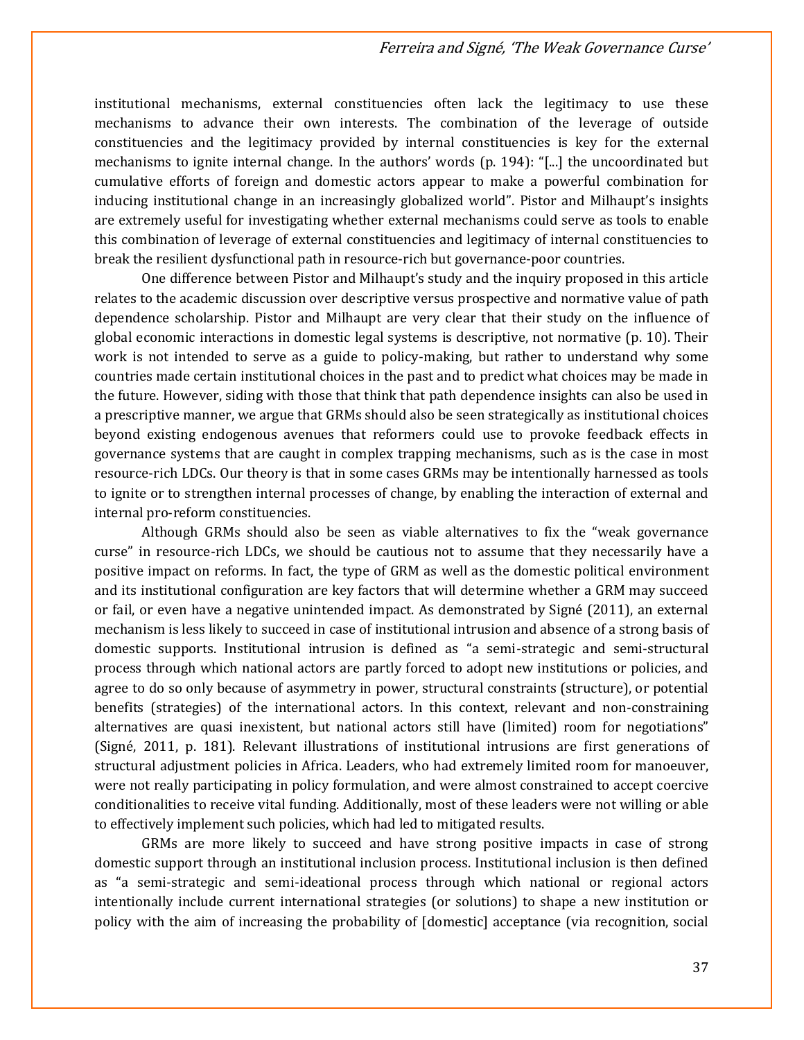institutional mechanisms, external constituencies often lack the legitimacy to use these mechanisms to advance their own interests. The combination of the leverage of outside constituencies and the legitimacy provided by internal constituencies is key for the external mechanisms to ignite internal change. In the authors' words (p. 194): "[...] the uncoordinated but cumulative efforts of foreign and domestic actors appear to make a powerful combination for inducing institutional change in an increasingly globalized world". Pistor and Milhaupt's insights are extremely useful for investigating whether external mechanisms could serve as tools to enable this combination of leverage of external constituencies and legitimacy of internal constituencies to break the resilient dysfunctional path in resource-rich but governance-poor countries.

One difference between Pistor and Milhaupt's study and the inquiry proposed in this article relates to the academic discussion over descriptive versus prospective and normative value of path dependence scholarship. Pistor and Milhaupt are very clear that their study on the influence of global economic interactions in domestic legal systems is descriptive, not normative (p. 10). Their work is not intended to serve as a guide to policy-making, but rather to understand why some countries made certain institutional choices in the past and to predict what choices may be made in the future. However, siding with those that think that path dependence insights can also be used in a prescriptive manner, we argue that GRMs should also be seen strategically as institutional choices beyond existing endogenous avenues that reformers could use to provoke feedback effects in governance systems that are caught in complex trapping mechanisms, such as is the case in most resource-rich LDCs. Our theory is that in some cases GRMs may be intentionally harnessed as tools to ignite or to strengthen internal processes of change, by enabling the interaction of external and internal pro-reform constituencies.

Although GRMs should also be seen as viable alternatives to fix the "weak governance curse" in resource-rich LDCs, we should be cautious not to assume that they necessarily have a positive impact on reforms. In fact, the type of GRM as well as the domestic political environment and its institutional configuration are key factors that will determine whether a GRM may succeed or fail, or even have a negative unintended impact. As demonstrated by Signé (2011), an external mechanism is less likely to succeed in case of institutional intrusion and absence of a strong basis of domestic supports. Institutional intrusion is defined as "a semi-strategic and semi-structural process through which national actors are partly forced to adopt new institutions or policies, and agree to do so only because of asymmetry in power, structural constraints (structure), or potential benefits (strategies) of the international actors. In this context, relevant and non-constraining alternatives are quasi inexistent, but national actors still have (limited) room for negotiations" (Signé, 2011, p. 181). Relevant illustrations of institutional intrusions are first generations of structural adjustment policies in Africa. Leaders, who had extremely limited room for manoeuver, were not really participating in policy formulation, and were almost constrained to accept coercive conditionalities to receive vital funding. Additionally, most of these leaders were not willing or able to effectively implement such policies, which had led to mitigated results.

GRMs are more likely to succeed and have strong positive impacts in case of strong domestic support through an institutional inclusion process. Institutional inclusion is then defined as "a semi-strategic and semi-ideational process through which national or regional actors intentionally include current international strategies (or solutions) to shape a new institution or policy with the aim of increasing the probability of [domestic] acceptance (via recognition, social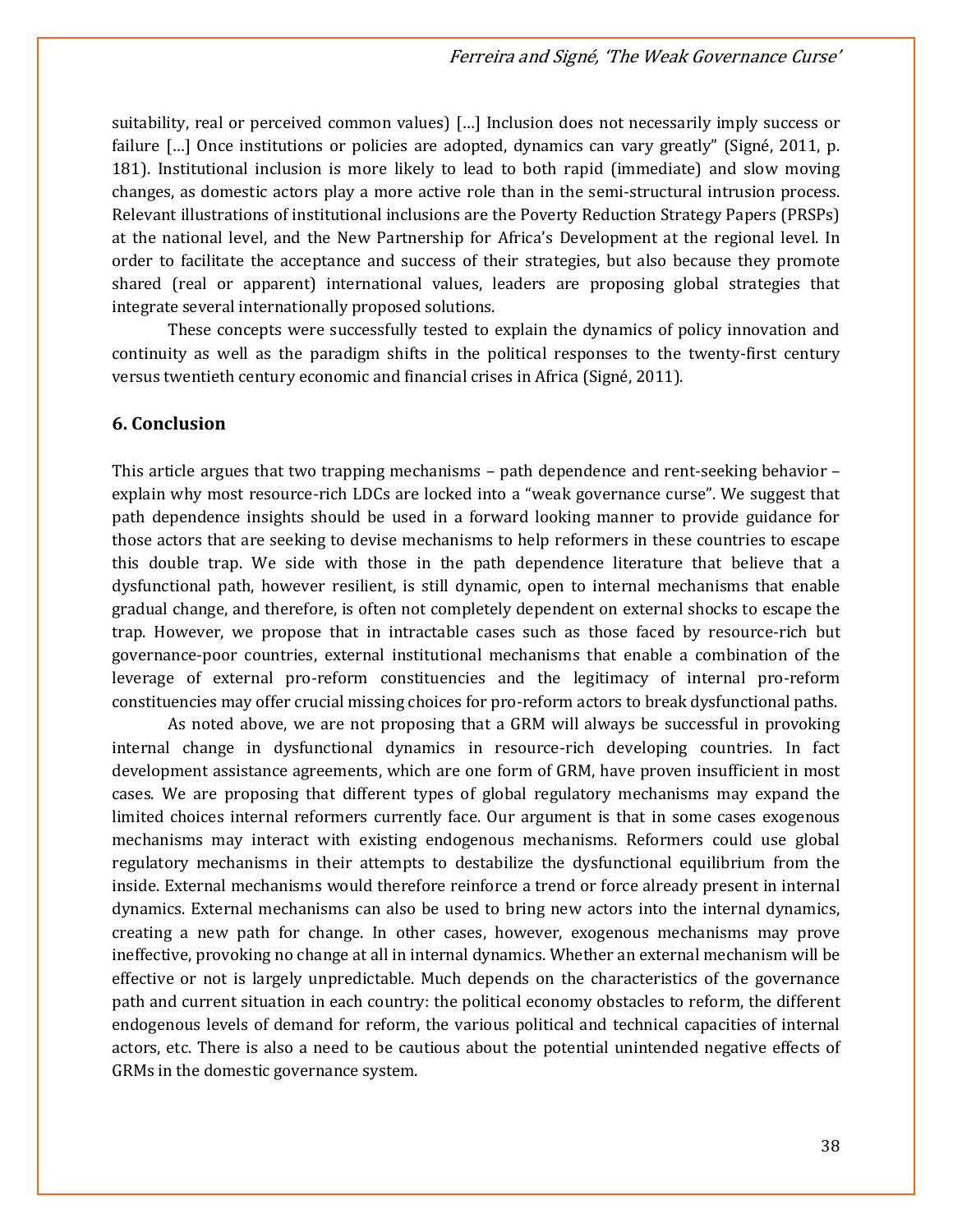suitability, real or perceived common values) […] Inclusion does not necessarily imply success or failure […] Once institutions or policies are adopted, dynamics can vary greatly" (Signé, 2011, p. 181). Institutional inclusion is more likely to lead to both rapid (immediate) and slow moving changes, as domestic actors play a more active role than in the semi-structural intrusion process. Relevant illustrations of institutional inclusions are the Poverty Reduction Strategy Papers (PRSPs) at the national level, and the New Partnership for Africa's Development at the regional level. In order to facilitate the acceptance and success of their strategies, but also because they promote shared (real or apparent) international values, leaders are proposing global strategies that integrate several internationally proposed solutions.

These concepts were successfully tested to explain the dynamics of policy innovation and continuity as well as the paradigm shifts in the political responses to the twenty-first century versus twentieth century economic and financial crises in Africa (Signé, 2011).

## 6. Conclusion

This article argues that two trapping mechanisms – path dependence and rent-seeking behavior – explain why most resource-rich LDCs are locked into a "weak governance curse". We suggest that path dependence insights should be used in a forward looking manner to provide guidance for those actors that are seeking to devise mechanisms to help reformers in these countries to escape this double trap. We side with those in the path dependence literature that believe that a dysfunctional path, however resilient, is still dynamic, open to internal mechanisms that enable gradual change, and therefore, is often not completely dependent on external shocks to escape the trap. However, we propose that in intractable cases such as those faced by resource-rich but governance-poor countries, external institutional mechanisms that enable a combination of the leverage of external pro-reform constituencies and the legitimacy of internal pro-reform constituencies may offer crucial missing choices for pro-reform actors to break dysfunctional paths.

As noted above, we are not proposing that a GRM will always be successful in provoking internal change in dysfunctional dynamics in resource-rich developing countries. In fact development assistance agreements, which are one form of GRM, have proven insufficient in most cases. We are proposing that different types of global regulatory mechanisms may expand the limited choices internal reformers currently face. Our argument is that in some cases exogenous mechanisms may interact with existing endogenous mechanisms. Reformers could use global regulatory mechanisms in their attempts to destabilize the dysfunctional equilibrium from the inside. External mechanisms would therefore reinforce a trend or force already present in internal dynamics. External mechanisms can also be used to bring new actors into the internal dynamics, creating a new path for change. In other cases, however, exogenous mechanisms may prove ineffective, provoking no change at all in internal dynamics. Whether an external mechanism will be effective or not is largely unpredictable. Much depends on the characteristics of the governance path and current situation in each country: the political economy obstacles to reform, the different endogenous levels of demand for reform, the various political and technical capacities of internal actors, etc. There is also a need to be cautious about the potential unintended negative effects of GRMs in the domestic governance system.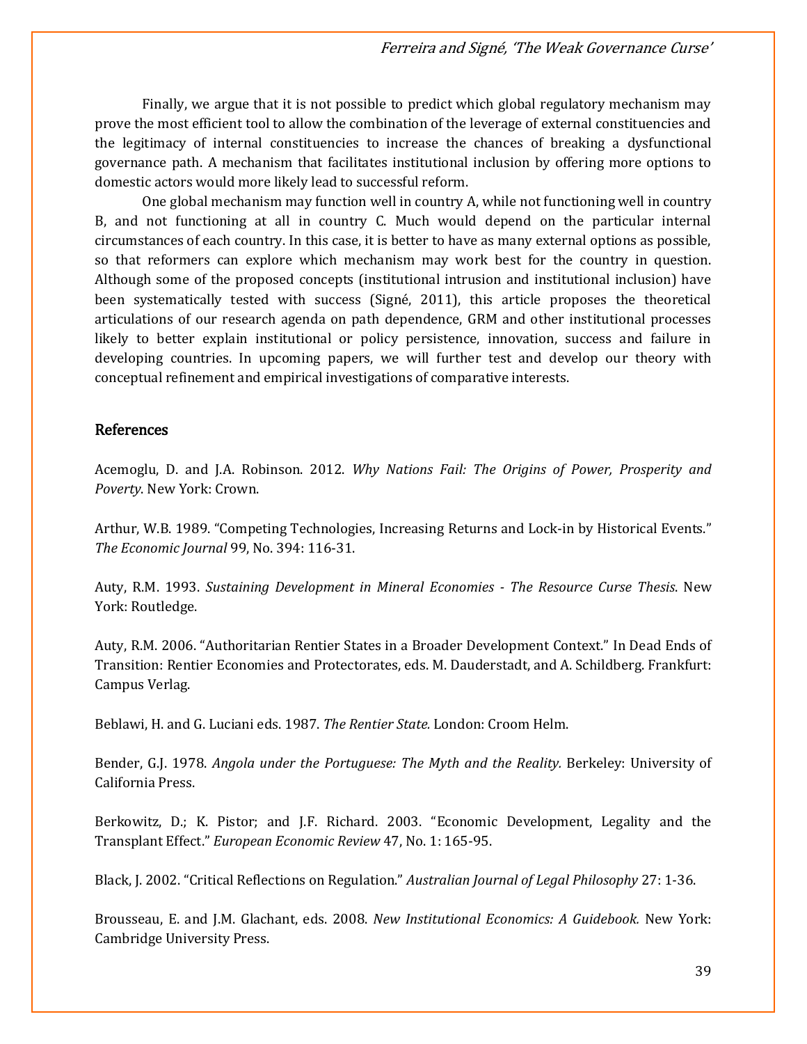Finally, we argue that it is not possible to predict which global regulatory mechanism may prove the most efficient tool to allow the combination of the leverage of external constituencies and the legitimacy of internal constituencies to increase the chances of breaking a dysfunctional governance path. A mechanism that facilitates institutional inclusion by offering more options to domestic actors would more likely lead to successful reform.

One global mechanism may function well in country A, while not functioning well in country B, and not functioning at all in country C. Much would depend on the particular internal circumstances of each country. In this case, it is better to have as many external options as possible, so that reformers can explore which mechanism may work best for the country in question. Although some of the proposed concepts (institutional intrusion and institutional inclusion) have been systematically tested with success (Signé, 2011), this article proposes the theoretical articulations of our research agenda on path dependence, GRM and other institutional processes likely to better explain institutional or policy persistence, innovation, success and failure in developing countries. In upcoming papers, we will further test and develop our theory with conceptual refinement and empirical investigations of comparative interests.

## References

Acemoglu, D. and J.A. Robinson. 2012. *Why Nations Fail: The Origins of Power, Prosperity and Poverty*. New York: Crown.

Arthur, W.B. 1989. "Competing Technologies, Increasing Returns and Lock-in by Historical Events." *The Economic Journal* 99, No. 394: 116-31.

Auty, R.M. 1993. *Sustaining Development in Mineral Economies - The Resource Curse Thesis*. New York: Routledge.

Auty, R.M. 2006. "Authoritarian Rentier States in a Broader Development Context." In Dead Ends of Transition: Rentier Economies and Protectorates, eds. M. Dauderstadt, and A. Schildberg. Frankfurt: Campus Verlag.

Beblawi, H. and G. Luciani eds. 1987. *The Rentier State.* London: Croom Helm.

Bender, G.J. 1978. *Angola under the Portuguese: The Myth and the Reality.* Berkeley: University of California Press.

Berkowitz, D.; K. Pistor; and J.F. Richard. 2003. "Economic Development, Legality and the Transplant Effect." *European Economic Review* 47, No. 1: 165-95.

Black, J. 2002. "Critical Reflections on Regulation." *Australian Journal of Legal Philosophy* 27: 1-36.

Brousseau, E. and J.M. Glachant, eds. 2008. *New Institutional Economics: A Guidebook.* New York: Cambridge University Press.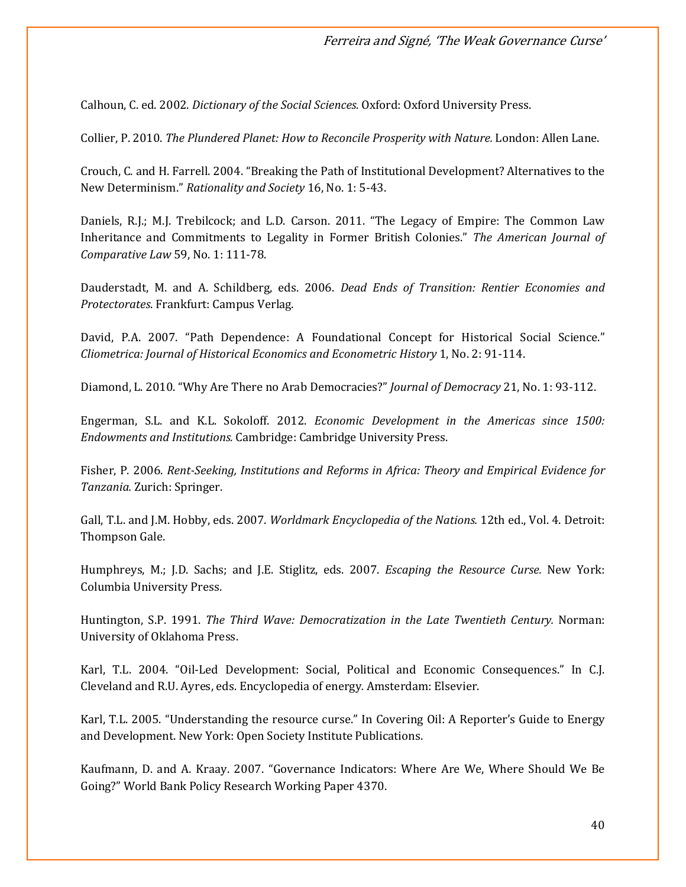Calhoun, C. ed. 2002. *Dictionary of the Social Sciences.* Oxford: Oxford University Press.

Collier, P. 2010. *The Plundered Planet: How to Reconcile Prosperity with Nature.* London: Allen Lane.

Crouch, C. and H. Farrell. 2004. "Breaking the Path of Institutional Development? Alternatives to the New Determinism." *Rationality and Society* 16, No. 1: 5-43.

Daniels, R.J.; M.J. Trebilcock; and L.D. Carson. 2011. "The Legacy of Empire: The Common Law Inheritance and Commitments to Legality in Former British Colonies." *The American Journal of Comparative Law* 59, No. 1: 111-78.

Dauderstadt, M. and A. Schildberg, eds. 2006. *Dead Ends of Transition: Rentier Economies and Protectorates*. Frankfurt: Campus Verlag.

David, P.A. 2007. "Path Dependence: A Foundational Concept for Historical Social Science." *Cliometrica: Journal of Historical Economics and Econometric History* 1, No. 2: 91-114.

Diamond, L. 2010. "Why Are There no Arab Democracies?" *Journal of Democracy* 21, No. 1: 93-112.

Engerman, S.L. and K.L. Sokoloff. 2012. *Economic Development in the Americas since 1500: Endowments and Institutions.* Cambridge: Cambridge University Press.

Fisher, P. 2006. *Rent-Seeking, Institutions and Reforms in Africa: Theory and Empirical Evidence for Tanzania.* Zurich: Springer.

Gall, T.L. and J.M. Hobby, eds. 2007. *Worldmark Encyclopedia of the Nations.* 12th ed., Vol. 4. Detroit: Thompson Gale.

Humphreys, M.; J.D. Sachs; and J.E. Stiglitz, eds. 2007. *Escaping the Resource Curse.* New York: Columbia University Press.

Huntington, S.P. 1991. *The Third Wave: Democratization in the Late Twentieth Century.* Norman: University of Oklahoma Press.

Karl, T.L. 2004. "Oil-Led Development: Social, Political and Economic Consequences." In C.J. Cleveland and R.U. Ayres, eds. Encyclopedia of energy*.* Amsterdam: Elsevier.

Karl, T.L. 2005. "Understanding the resource curse." In Covering Oil: A Reporter's Guide to Energy and Development. New York: Open Society Institute Publications.

Kaufmann, D. and A. Kraay. 2007. "Governance Indicators: Where Are We, Where Should We Be Going?" World Bank Policy Research Working Paper 4370.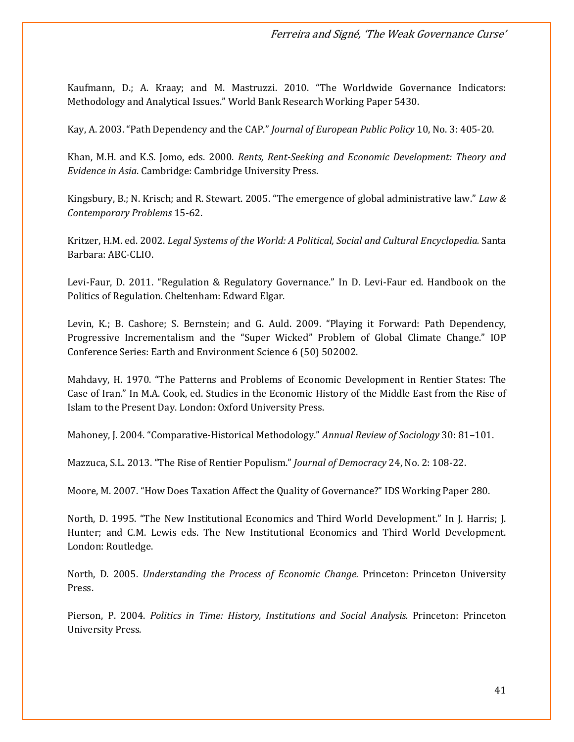Kaufmann, D.; A. Kraay; and M. Mastruzzi. 2010. "The Worldwide Governance Indicators: Methodology and Analytical Issues." World Bank Research Working Paper 5430.

Kay, A. 2003. "Path Dependency and the CAP." *Journal of European Public Policy* 10, No. 3: 405-20.

Khan, M.H. and K.S. Jomo, eds. 2000. *Rents, Rent-Seeking and Economic Development: Theory and Evidence in Asia*. Cambridge: Cambridge University Press.

Kingsbury, B.; N. Krisch; and R. Stewart. 2005. "The emergence of global administrative law." *Law & Contemporary Problems* 15-62.

Kritzer, H.M. ed. 2002. *Legal Systems of the World: A Political, Social and Cultural Encyclopedia.* Santa Barbara: ABC-CLIO.

Levi-Faur, D. 2011. "Regulation & Regulatory Governance." In D. Levi-Faur ed. Handbook on the Politics of Regulation. Cheltenham: Edward Elgar.

Levin, K.; B. Cashore; S. Bernstein; and G. Auld. 2009. "Playing it Forward: Path Dependency, Progressive Incrementalism and the "Super Wicked" Problem of Global Climate Change." IOP Conference Series: Earth and Environment Science 6 (50) 502002.

Mahdavy, H. 1970. "The Patterns and Problems of Economic Development in Rentier States: The Case of Iran." In M.A. Cook, ed. Studies in the Economic History of the Middle East from the Rise of Islam to the Present Day. London: Oxford University Press.

Mahoney, J. 2004. "Comparative-Historical Methodology." *Annual Review of Sociology* 30: 81–101.

Mazzuca, S.L. 2013. "The Rise of Rentier Populism." *Journal of Democracy* 24, No. 2: 108-22.

Moore, M. 2007. "How Does Taxation Affect the Quality of Governance?" IDS Working Paper 280.

North, D. 1995. "The New Institutional Economics and Third World Development." In J. Harris; J. Hunter; and C.M. Lewis eds. The New Institutional Economics and Third World Development. London: Routledge.

North, D. 2005. *Understanding the Process of Economic Change.* Princeton: Princeton University Press.

Pierson, P. 2004. *Politics in Time: History, Institutions and Social Analysis.* Princeton: Princeton University Press.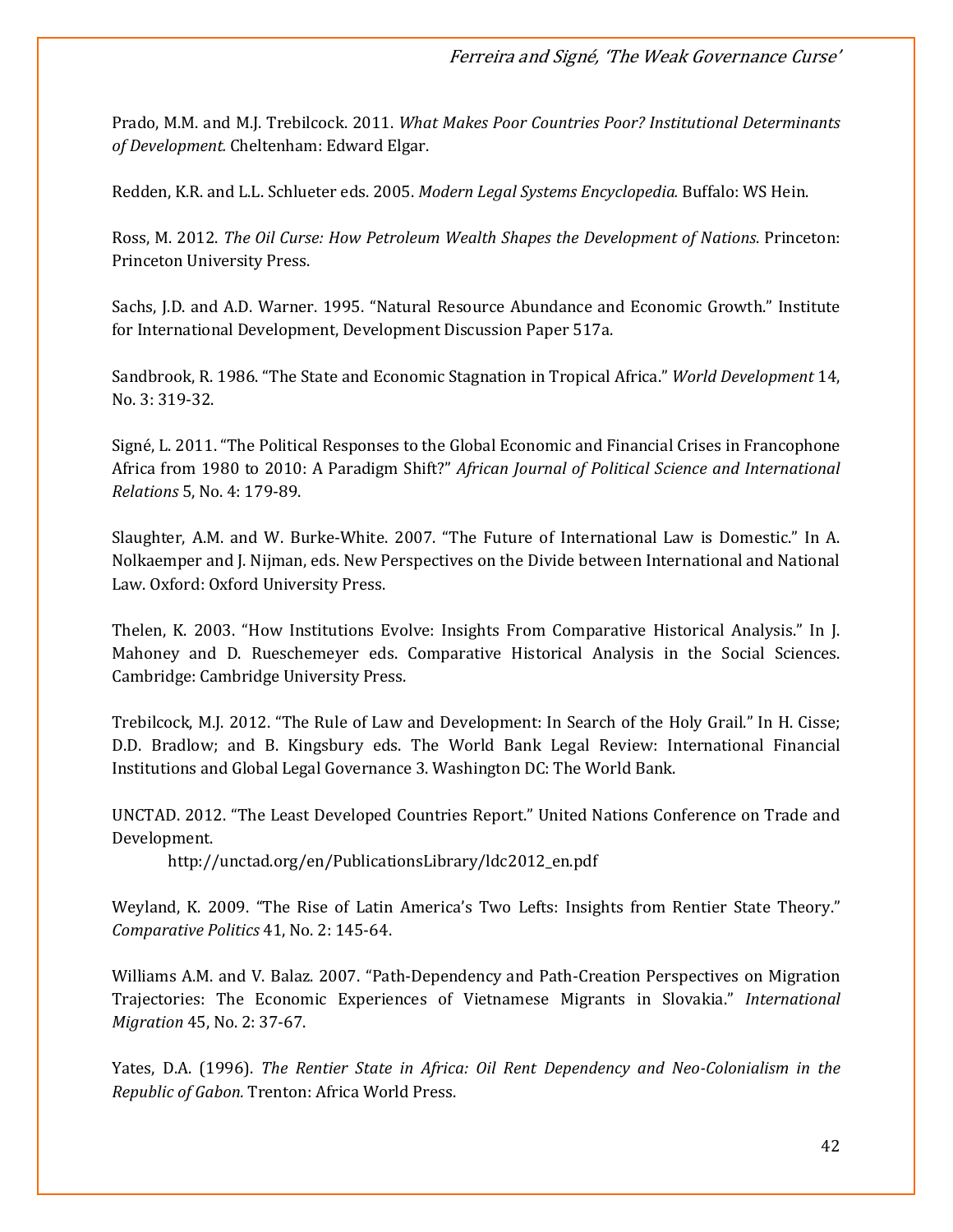Prado, M.M. and M.J. Trebilcock. 2011. *What Makes Poor Countries Poor? Institutional Determinants of Development.* Cheltenham: Edward Elgar.

Redden, K.R. and L.L. Schlueter eds. 2005. *Modern Legal Systems Encyclopedia.* Buffalo: WS Hein.

Ross, M. 2012. *The Oil Curse: How Petroleum Wealth Shapes the Development of Nations*. Princeton: Princeton University Press.

Sachs, J.D. and A.D. Warner. 1995. "Natural Resource Abundance and Economic Growth." Institute for International Development, Development Discussion Paper 517a.

Sandbrook, R. 1986. "The State and Economic Stagnation in Tropical Africa." *World Development* 14, No. 3: 319-32.

Signé, L. 2011. "The Political Responses to the Global Economic and Financial Crises in Francophone Africa from 1980 to 2010: A Paradigm Shift?" *African Journal of Political Science and International Relations* 5, No. 4: 179-89.

Slaughter, A.M. and W. Burke-White. 2007. "The Future of International Law is Domestic." In A. Nolkaemper and J. Nijman, eds. New Perspectives on the Divide between International and National Law. Oxford: Oxford University Press.

Thelen, K. 2003. "How Institutions Evolve: Insights From Comparative Historical Analysis." In J. Mahoney and D. Rueschemeyer eds. Comparative Historical Analysis in the Social Sciences. Cambridge: Cambridge University Press.

Trebilcock, M.J. 2012. "The Rule of Law and Development: In Search of the Holy Grail." In H. Cisse; D.D. Bradlow; and B. Kingsbury eds. The World Bank Legal Review: International Financial Institutions and Global Legal Governance 3. Washington DC: The World Bank.

UNCTAD. 2012. "The Least Developed Countries Report." United Nations Conference on Trade and Development.
http://unctad.org/en/PublicationsLibrary/ldc2012_en.pdf

Weyland, K. 2009. "The Rise of Latin America's Two Lefts: Insights from Rentier State Theory." *Comparative Politics* 41, No. 2: 145-64.

Williams A.M. and V. Balaz. 2007. "Path-Dependency and Path-Creation Perspectives on Migration Trajectories: The Economic Experiences of Vietnamese Migrants in Slovakia." *International Migration* 45, No. 2: 37-67.

Yates, D.A. (1996). *The Rentier State in Africa: Oil Rent Dependency and Neo-Colonialism in the Republic of Gabon.* Trenton: Africa World Press.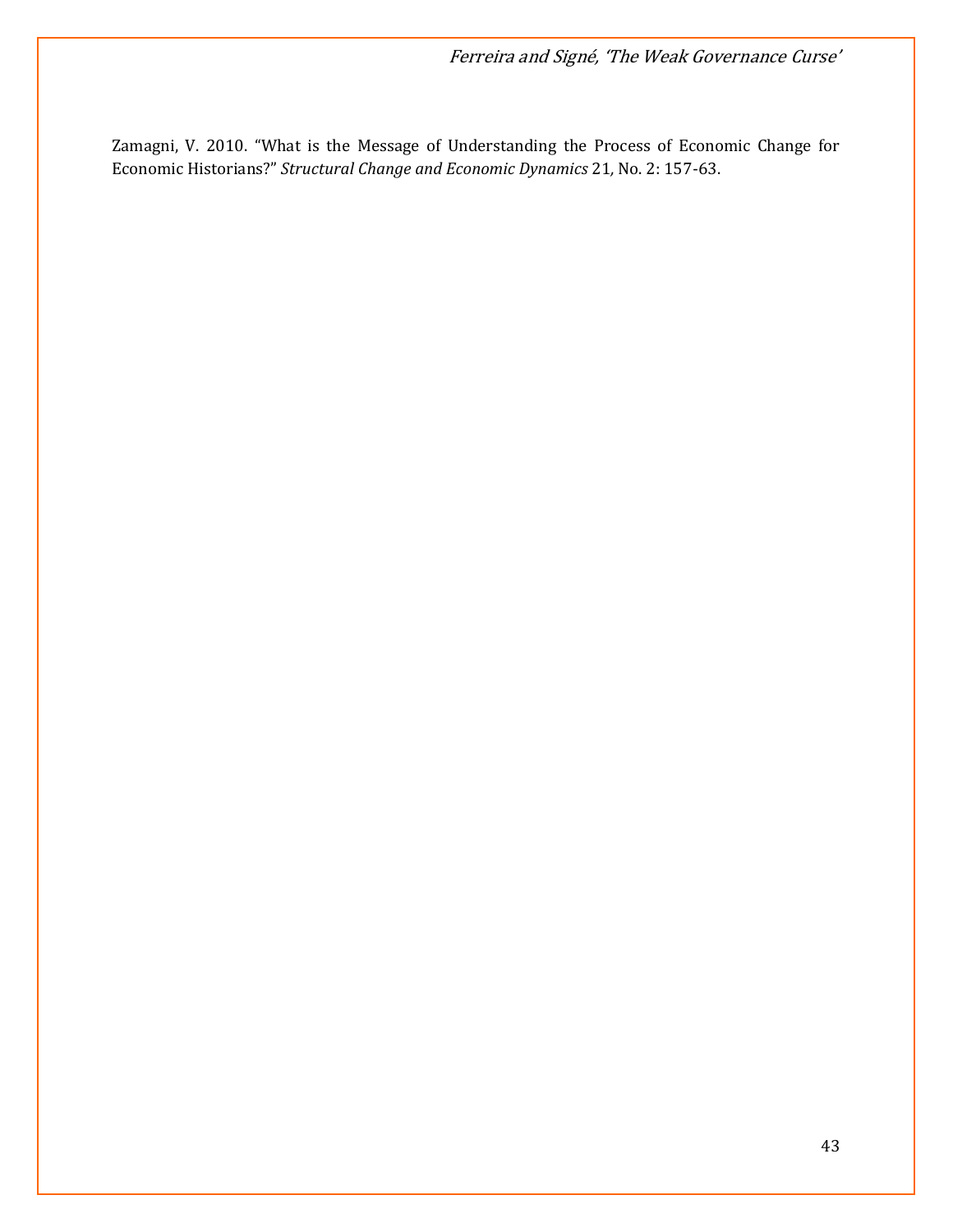Zamagni, V. 2010. “What is the Message of Understanding the Process of Economic Change for Economic Historians?” *Structural Change and Economic Dynamics* 21, No. 2: 157-63.